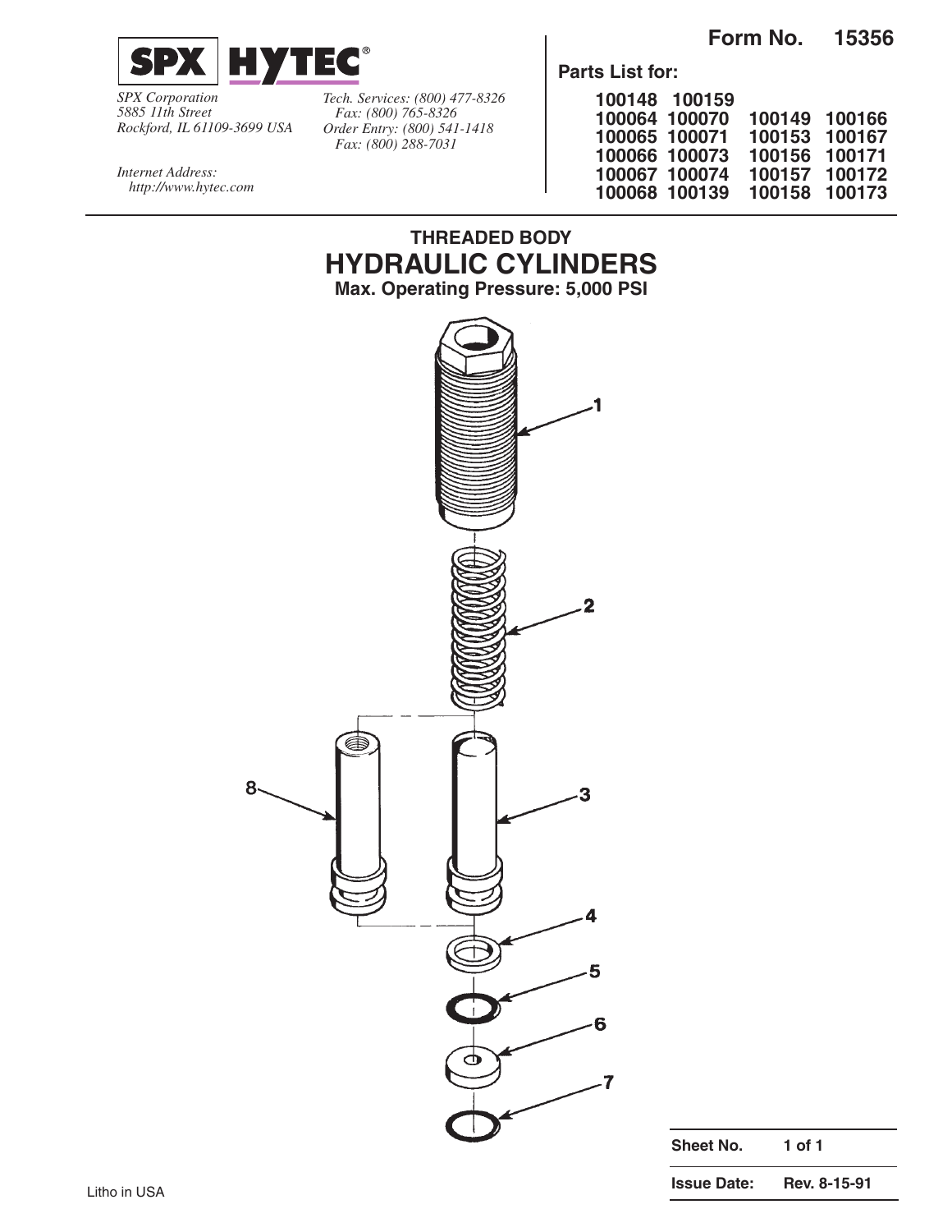**SPX | HYTEC®**

*SPX Corporation*
*5885 11th Street*
*Rockford, IL 61109-3699 USA*

*Tech. Services: (800) 477-8326*
*Fax: (800) 765-8326*
*Order Entry: (800) 541-1418*
*Fax: (800) 288-7031*

*Internet Address:*
*http://www.hytec.com*

**Form No. 15356**

**Parts List for:**

| | | | |
|---|---|---|---|
| 100148 | 100159 | | |
| 100064 | 100070 | 100149 | 100166 |
| 100065 | 100071 | 100153 | 100167 |
| 100066 | 100073 | 100156 | 100171 |
| 100067 | 100074 | 100157 | 100172 |
| 100068 | 100139 | 100158 | 100173 |

### THREADED BODY
# HYDRAULIC CYLINDERS
**Max. Operating Pressure: 5,000 PSI**

1
2
3
4
5
6
7
8

| | |
|---|---|
| **Sheet No.** | **1 of 1** |
| **Issue Date:** | **Rev. 8-15-91** |

Litho in USA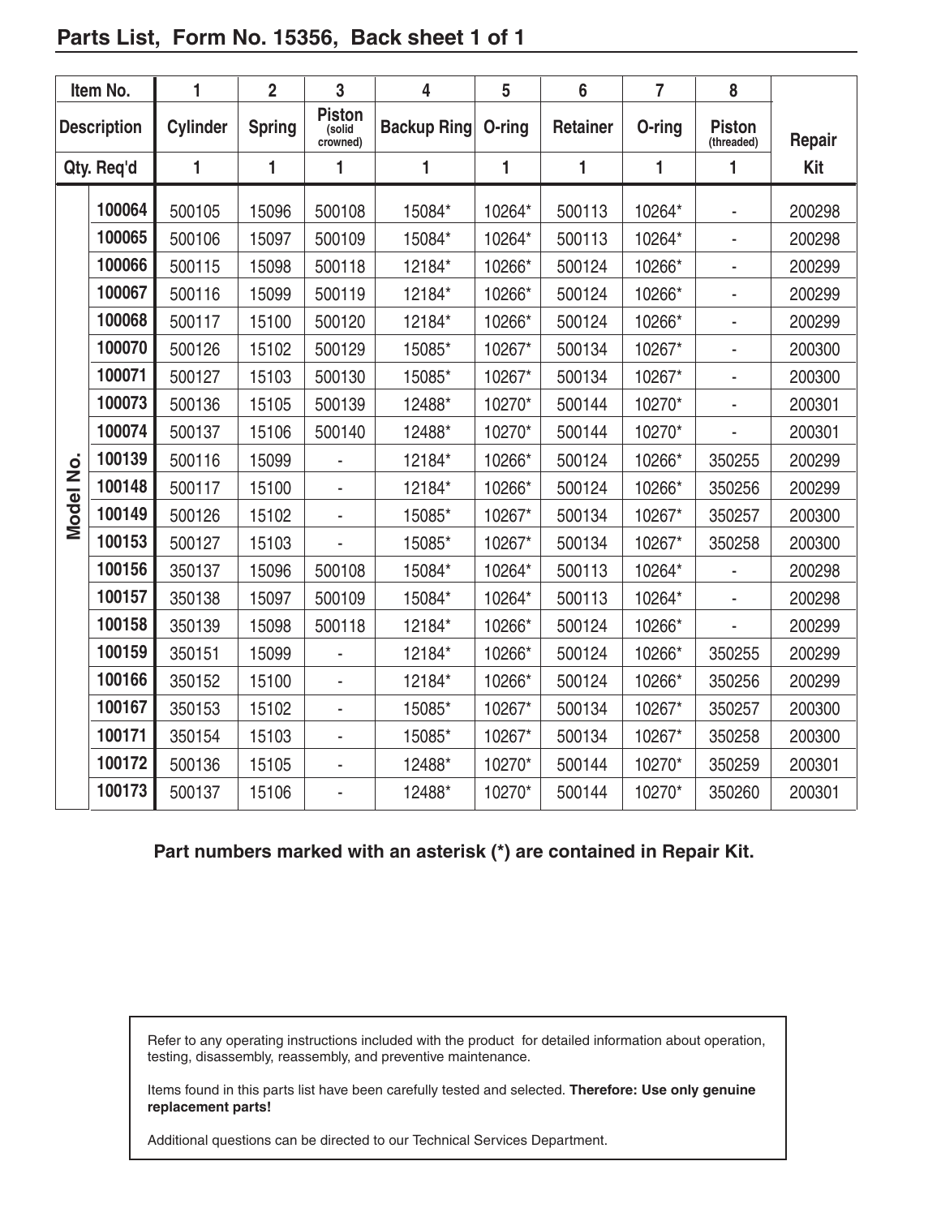## Parts List, Form No. 15356, Back sheet 1 of 1

| | Item No. | 1 | 2 | 3 | 4 | 5 | 6 | 7 | 8 | |
|---|---|---|---|---|---|---|---|---|---|---|
| | Description | Cylinder | Spring | Piston (solid crowned) | Backup Ring | O-ring | Retainer | O-ring | Piston (threaded) | Repair |
| | Qty. Req'd | 1 | 1 | 1 | 1 | 1 | 1 | 1 | 1 | Kit |
| Model No. | 100064 | 500105 | 15096 | 500108 | 15084* | 10264* | 500113 | 10264* | - | 200298 |
| | 100065 | 500106 | 15097 | 500109 | 15084* | 10264* | 500113 | 10264* | - | 200298 |
| | 100066 | 500115 | 15098 | 500118 | 12184* | 10266* | 500124 | 10266* | - | 200299 |
| | 100067 | 500116 | 15099 | 500119 | 12184* | 10266* | 500124 | 10266* | - | 200299 |
| | 100068 | 500117 | 15100 | 500120 | 12184* | 10266* | 500124 | 10266* | - | 200299 |
| | 100070 | 500126 | 15102 | 500129 | 15085* | 10267* | 500134 | 10267* | - | 200300 |
| | 100071 | 500127 | 15103 | 500130 | 15085* | 10267* | 500134 | 10267* | - | 200300 |
| | 100073 | 500136 | 15105 | 500139 | 12488* | 10270* | 500144 | 10270* | - | 200301 |
| | 100074 | 500137 | 15106 | 500140 | 12488* | 10270* | 500144 | 10270* | - | 200301 |
| | 100139 | 500116 | 15099 | - | 12184* | 10266* | 500124 | 10266* | 350255 | 200299 |
| | 100148 | 500117 | 15100 | - | 12184* | 10266* | 500124 | 10266* | 350256 | 200299 |
| | 100149 | 500126 | 15102 | - | 15085* | 10267* | 500134 | 10267* | 350257 | 200300 |
| | 100153 | 500127 | 15103 | - | 15085* | 10267* | 500134 | 10267* | 350258 | 200300 |
| | 100156 | 350137 | 15096 | 500108 | 15084* | 10264* | 500113 | 10264* | - | 200298 |
| | 100157 | 350138 | 15097 | 500109 | 15084* | 10264* | 500113 | 10264* | - | 200298 |
| | 100158 | 350139 | 15098 | 500118 | 12184* | 10266* | 500124 | 10266* | - | 200299 |
| | 100159 | 350151 | 15099 | - | 12184* | 10266* | 500124 | 10266* | 350255 | 200299 |
| | 100166 | 350152 | 15100 | - | 12184* | 10266* | 500124 | 10266* | 350256 | 200299 |
| | 100167 | 350153 | 15102 | - | 15085* | 10267* | 500134 | 10267* | 350257 | 200300 |
| | 100171 | 350154 | 15103 | - | 15085* | 10267* | 500134 | 10267* | 350258 | 200300 |
| | 100172 | 500136 | 15105 | - | 12488* | 10270* | 500144 | 10270* | 350259 | 200301 |
| | 100173 | 500137 | 15106 | - | 12488* | 10270* | 500144 | 10270* | 350260 | 200301 |

**Part numbers marked with an asterisk (*) are contained in Repair Kit.**

Refer to any operating instructions included with the product for detailed information about operation, testing, disassembly, reassembly, and preventive maintenance.

Items found in this parts list have been carefully tested and selected. **Therefore: Use only genuine replacement parts!**

Additional questions can be directed to our Technical Services Department.